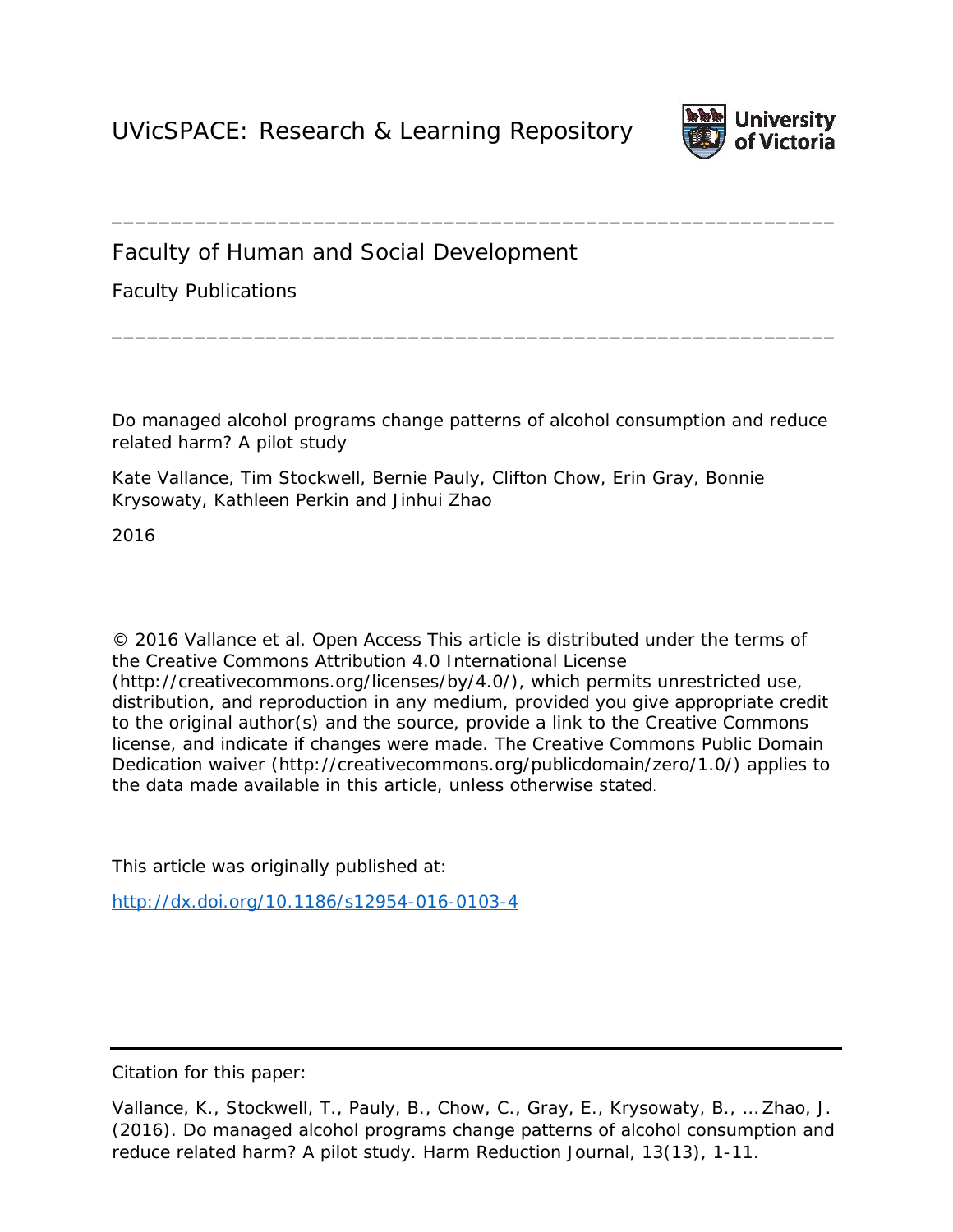UVicSPACE: Research & Learning Repository

---

Faculty of Human and Social Development

Faculty Publications

---

Do managed alcohol programs change patterns of alcohol consumption and reduce related harm? A pilot study

Kate Vallance, Tim Stockwell, Bernie Pauly, Clifton Chow, Erin Gray, Bonnie Krysowaty, Kathleen Perkin and Jinhui Zhao

2016

© 2016 Vallance et al. Open Access This article is distributed under the terms of the Creative Commons Attribution 4.0 International License (http://creativecommons.org/licenses/by/4.0/), which permits unrestricted use, distribution, and reproduction in any medium, provided you give appropriate credit to the original author(s) and the source, provide a link to the Creative Commons license, and indicate if changes were made. The Creative Commons Public Domain Dedication waiver (http://creativecommons.org/publicdomain/zero/1.0/) applies to the data made available in this article, unless otherwise stated.

This article was originally published at:

http://dx.doi.org/10.1186/s12954-016-0103-4

---

Citation for this paper:

Vallance, K., Stockwell, T., Pauly, B., Chow, C., Gray, E., Krysowaty, B., … Zhao, J. (2016). Do managed alcohol programs change patterns of alcohol consumption and reduce related harm? A pilot study. Harm Reduction Journal, 13(13), 1-11.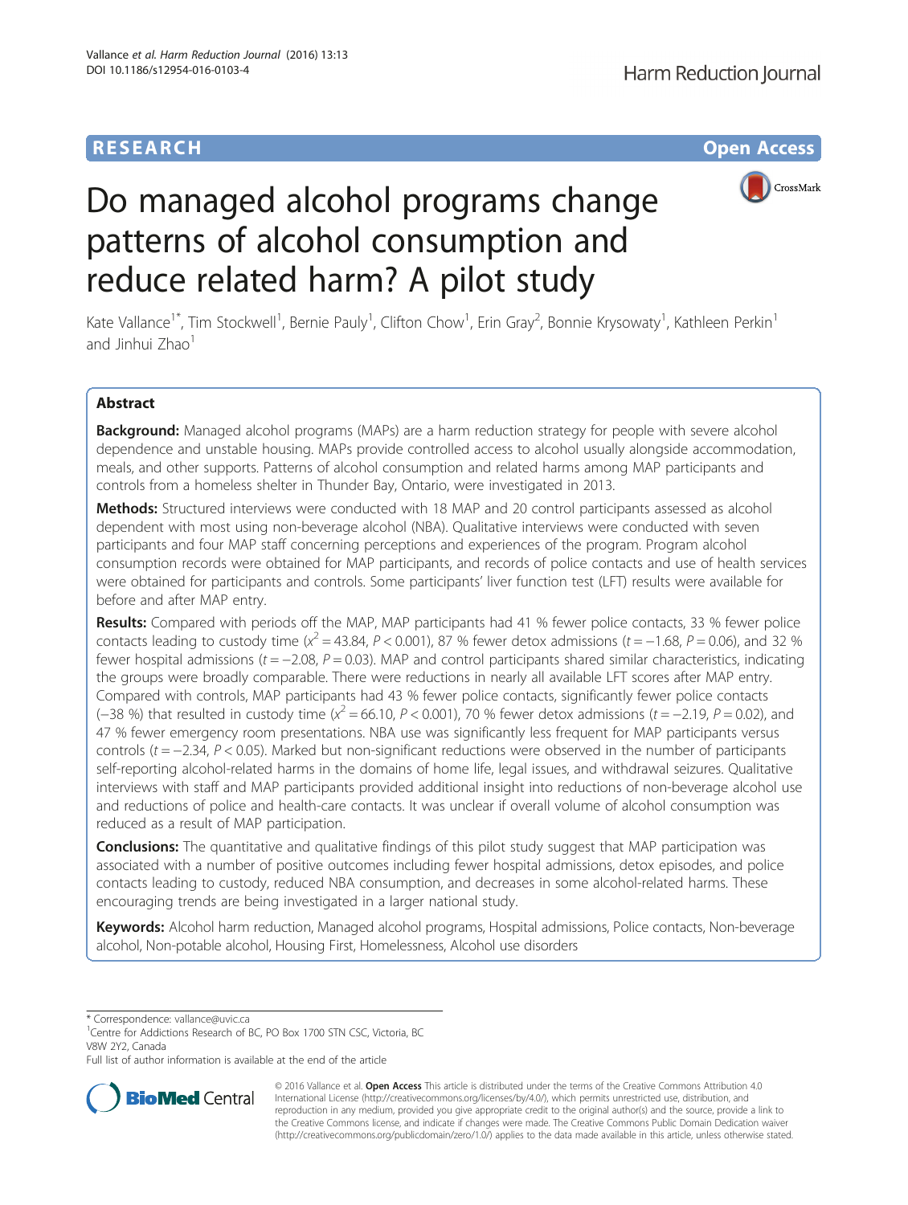# Do managed alcohol programs change patterns of alcohol consumption and reduce related harm? A pilot study

Kate Vallance[1*], Tim Stockwell[1], Bernie Pauly[1], Clifton Chow[1], Erin Gray[2], Bonnie Krysowaty[1], Kathleen Perkin[1] and Jinhui Zhao[1]

## Abstract

**Background:** Managed alcohol programs (MAPs) are a harm reduction strategy for people with severe alcohol dependence and unstable housing. MAPs provide controlled access to alcohol usually alongside accommodation, meals, and other supports. Patterns of alcohol consumption and related harms among MAP participants and controls from a homeless shelter in Thunder Bay, Ontario, were investigated in 2013.

**Methods:** Structured interviews were conducted with 18 MAP and 20 control participants assessed as alcohol dependent with most using non-beverage alcohol (NBA). Qualitative interviews were conducted with seven participants and four MAP staff concerning perceptions and experiences of the program. Program alcohol consumption records were obtained for MAP participants, and records of police contacts and use of health services were obtained for participants and controls. Some participants' liver function test (LFT) results were available for before and after MAP entry.

**Results:** Compared with periods off the MAP, MAP participants had 41 % fewer police contacts, 33 % fewer police contacts leading to custody time ($x^2 = 43.84$, $P < 0.001$), 87 % fewer detox admissions ($t = -1.68$, $P = 0.06$), and 32 % fewer hospital admissions ($t = -2.08$, $P = 0.03$). MAP and control participants shared similar characteristics, indicating the groups were broadly comparable. There were reductions in nearly all available LFT scores after MAP entry. Compared with controls, MAP participants had 43 % fewer police contacts, significantly fewer police contacts (−38 %) that resulted in custody time ($x^2 = 66.10$, $P < 0.001$), 70 % fewer detox admissions ($t = -2.19$, $P = 0.02$), and 47 % fewer emergency room presentations. NBA use was significantly less frequent for MAP participants versus controls ($t = -2.34$, $P < 0.05$). Marked but non-significant reductions were observed in the number of participants self-reporting alcohol-related harms in the domains of home life, legal issues, and withdrawal seizures. Qualitative interviews with staff and MAP participants provided additional insight into reductions of non-beverage alcohol use and reductions of police and health-care contacts. It was unclear if overall volume of alcohol consumption was reduced as a result of MAP participation.

**Conclusions:** The quantitative and qualitative findings of this pilot study suggest that MAP participation was associated with a number of positive outcomes including fewer hospital admissions, detox episodes, and police contacts leading to custody, reduced NBA consumption, and decreases in some alcohol-related harms. These encouraging trends are being investigated in a larger national study.

**Keywords:** Alcohol harm reduction, Managed alcohol programs, Hospital admissions, Police contacts, Non-beverage alcohol, Non-potable alcohol, Housing First, Homelessness, Alcohol use disorders

\* Correspondence: vallance@uvic.ca

[1]Centre for Addictions Research of BC, PO Box 1700 STN CSC, Victoria, BC V8W 2Y2, Canada

Full list of author information is available at the end of the article

© 2016 Vallance et al. **Open Access** This article is distributed under the terms of the Creative Commons Attribution 4.0 International License (http://creativecommons.org/licenses/by/4.0/), which permits unrestricted use, distribution, and reproduction in any medium, provided you give appropriate credit to the original author(s) and the source, provide a link to the Creative Commons license, and indicate if changes were made. The Creative Commons Public Domain Dedication waiver (http://creativecommons.org/publicdomain/zero/1.0/) applies to the data made available in this article, unless otherwise stated.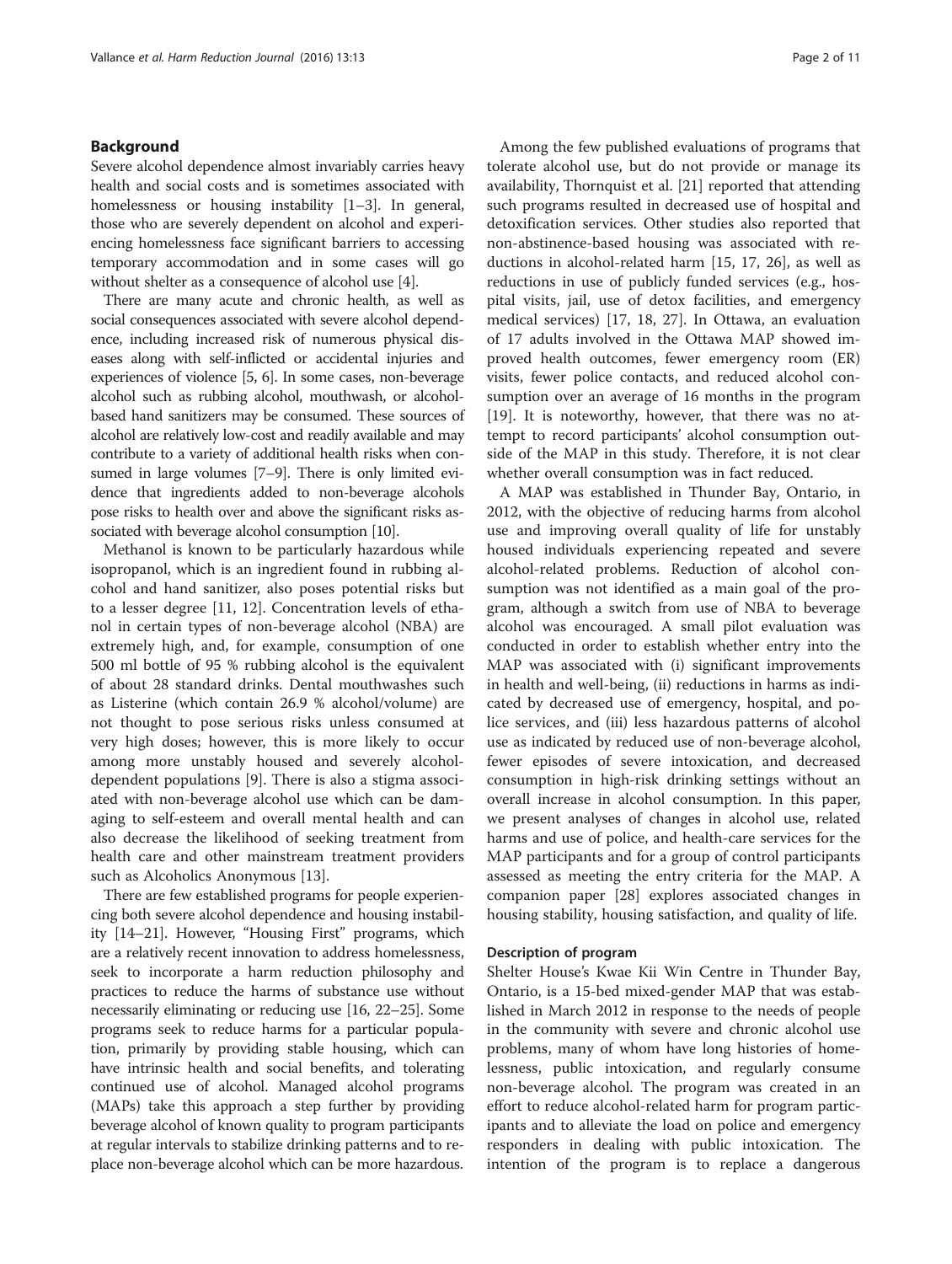## Background

Severe alcohol dependence almost invariably carries heavy health and social costs and is sometimes associated with homelessness or housing instability [1–3]. In general, those who are severely dependent on alcohol and experiencing homelessness face significant barriers to accessing temporary accommodation and in some cases will go without shelter as a consequence of alcohol use [4].

There are many acute and chronic health, as well as social consequences associated with severe alcohol dependence, including increased risk of numerous physical diseases along with self-inflicted or accidental injuries and experiences of violence [5, 6]. In some cases, non-beverage alcohol such as rubbing alcohol, mouthwash, or alcohol-based hand sanitizers may be consumed. These sources of alcohol are relatively low-cost and readily available and may contribute to a variety of additional health risks when consumed in large volumes [7–9]. There is only limited evidence that ingredients added to non-beverage alcohols pose risks to health over and above the significant risks associated with beverage alcohol consumption [10].

Methanol is known to be particularly hazardous while isopropanol, which is an ingredient found in rubbing alcohol and hand sanitizer, also poses potential risks but to a lesser degree [11, 12]. Concentration levels of ethanol in certain types of non-beverage alcohol (NBA) are extremely high, and, for example, consumption of one 500 ml bottle of 95 % rubbing alcohol is the equivalent of about 28 standard drinks. Dental mouthwashes such as Listerine (which contain 26.9 % alcohol/volume) are not thought to pose serious risks unless consumed at very high doses; however, this is more likely to occur among more unstably housed and severely alcohol-dependent populations [9]. There is also a stigma associated with non-beverage alcohol use which can be damaging to self-esteem and overall mental health and can also decrease the likelihood of seeking treatment from health care and other mainstream treatment providers such as Alcoholics Anonymous [13].

There are few established programs for people experiencing both severe alcohol dependence and housing instability [14–21]. However, "Housing First" programs, which are a relatively recent innovation to address homelessness, seek to incorporate a harm reduction philosophy and practices to reduce the harms of substance use without necessarily eliminating or reducing use [16, 22–25]. Some programs seek to reduce harms for a particular population, primarily by providing stable housing, which can have intrinsic health and social benefits, and tolerating continued use of alcohol. Managed alcohol programs (MAPs) take this approach a step further by providing beverage alcohol of known quality to program participants at regular intervals to stabilize drinking patterns and to replace non-beverage alcohol which can be more hazardous.

Among the few published evaluations of programs that tolerate alcohol use, but do not provide or manage its availability, Thornquist et al. [21] reported that attending such programs resulted in decreased use of hospital and detoxification services. Other studies also reported that non-abstinence-based housing was associated with reductions in alcohol-related harm [15, 17, 26], as well as reductions in use of publicly funded services (e.g., hospital visits, jail, use of detox facilities, and emergency medical services) [17, 18, 27]. In Ottawa, an evaluation of 17 adults involved in the Ottawa MAP showed improved health outcomes, fewer emergency room (ER) visits, fewer police contacts, and reduced alcohol consumption over an average of 16 months in the program [19]. It is noteworthy, however, that there was no attempt to record participants' alcohol consumption outside of the MAP in this study. Therefore, it is not clear whether overall consumption was in fact reduced.

A MAP was established in Thunder Bay, Ontario, in 2012, with the objective of reducing harms from alcohol use and improving overall quality of life for unstably housed individuals experiencing repeated and severe alcohol-related problems. Reduction of alcohol consumption was not identified as a main goal of the program, although a switch from use of NBA to beverage alcohol was encouraged. A small pilot evaluation was conducted in order to establish whether entry into the MAP was associated with (i) significant improvements in health and well-being, (ii) reductions in harms as indicated by decreased use of emergency, hospital, and police services, and (iii) less hazardous patterns of alcohol use as indicated by reduced use of non-beverage alcohol, fewer episodes of severe intoxication, and decreased consumption in high-risk drinking settings without an overall increase in alcohol consumption. In this paper, we present analyses of changes in alcohol use, related harms and use of police, and health-care services for the MAP participants and for a group of control participants assessed as meeting the entry criteria for the MAP. A companion paper [28] explores associated changes in housing stability, housing satisfaction, and quality of life.

### Description of program

Shelter House's Kwae Kii Win Centre in Thunder Bay, Ontario, is a 15-bed mixed-gender MAP that was established in March 2012 in response to the needs of people in the community with severe and chronic alcohol use problems, many of whom have long histories of homelessness, public intoxication, and regularly consume non-beverage alcohol. The program was created in an effort to reduce alcohol-related harm for program participants and to alleviate the load on police and emergency responders in dealing with public intoxication. The intention of the program is to replace a dangerous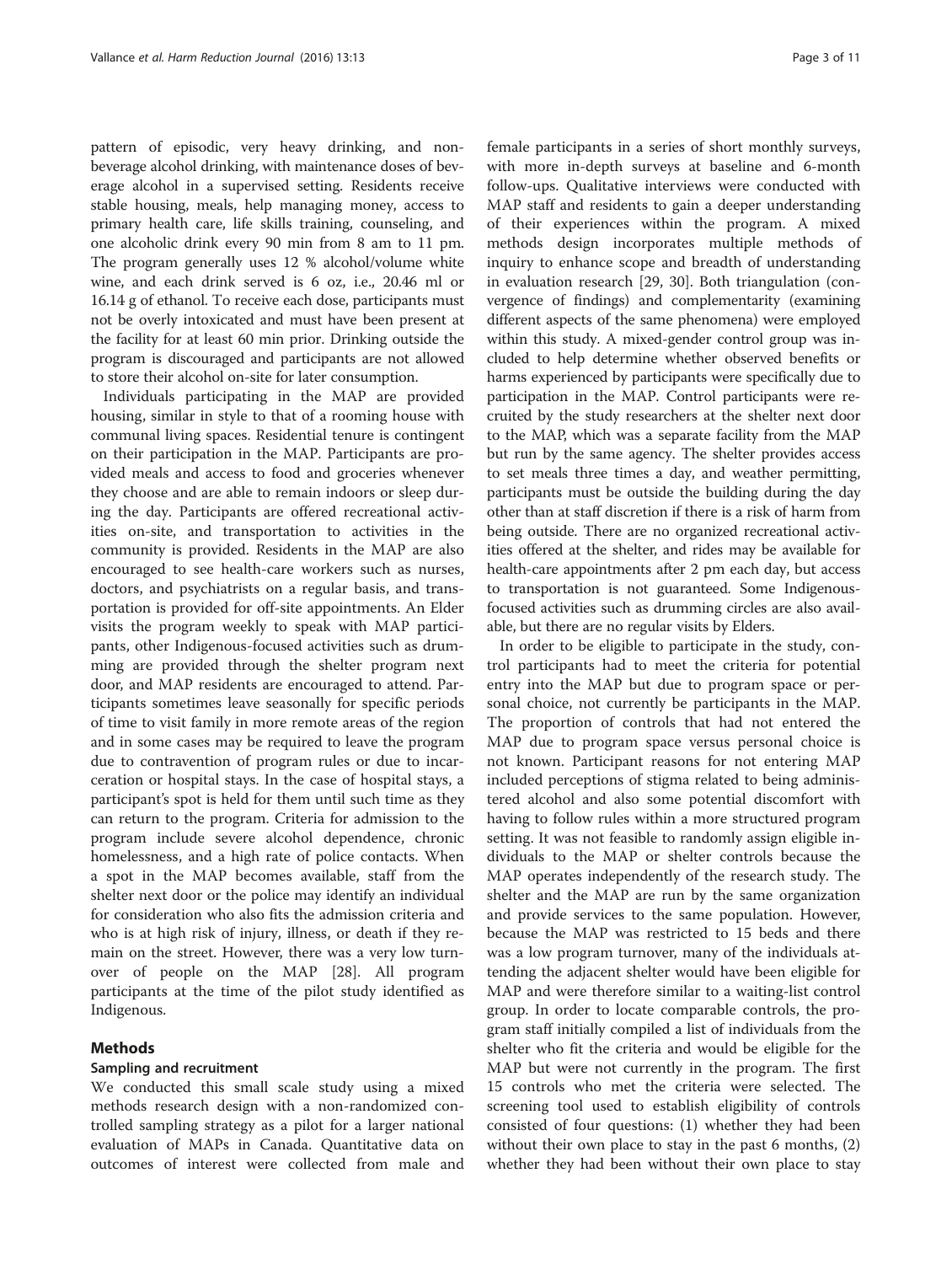pattern of episodic, very heavy drinking, and non-beverage alcohol drinking, with maintenance doses of beverage alcohol in a supervised setting. Residents receive stable housing, meals, help managing money, access to primary health care, life skills training, counseling, and one alcoholic drink every 90 min from 8 am to 11 pm. The program generally uses 12 % alcohol/volume white wine, and each drink served is 6 oz, i.e., 20.46 ml or 16.14 g of ethanol. To receive each dose, participants must not be overly intoxicated and must have been present at the facility for at least 60 min prior. Drinking outside the program is discouraged and participants are not allowed to store their alcohol on-site for later consumption.

Individuals participating in the MAP are provided housing, similar in style to that of a rooming house with communal living spaces. Residential tenure is contingent on their participation in the MAP. Participants are provided meals and access to food and groceries whenever they choose and are able to remain indoors or sleep during the day. Participants are offered recreational activities on-site, and transportation to activities in the community is provided. Residents in the MAP are also encouraged to see health-care workers such as nurses, doctors, and psychiatrists on a regular basis, and transportation is provided for off-site appointments. An Elder visits the program weekly to speak with MAP participants, other Indigenous-focused activities such as drumming are provided through the shelter program next door, and MAP residents are encouraged to attend. Participants sometimes leave seasonally for specific periods of time to visit family in more remote areas of the region and in some cases may be required to leave the program due to contravention of program rules or due to incarceration or hospital stays. In the case of hospital stays, a participant's spot is held for them until such time as they can return to the program. Criteria for admission to the program include severe alcohol dependence, chronic homelessness, and a high rate of police contacts. When a spot in the MAP becomes available, staff from the shelter next door or the police may identify an individual for consideration who also fits the admission criteria and who is at high risk of injury, illness, or death if they remain on the street. However, there was a very low turnover of people on the MAP [28]. All program participants at the time of the pilot study identified as Indigenous.

## Methods

### Sampling and recruitment

We conducted this small scale study using a mixed methods research design with a non-randomized controlled sampling strategy as a pilot for a larger national evaluation of MAPs in Canada. Quantitative data on outcomes of interest were collected from male and female participants in a series of short monthly surveys, with more in-depth surveys at baseline and 6-month follow-ups. Qualitative interviews were conducted with MAP staff and residents to gain a deeper understanding of their experiences within the program. A mixed methods design incorporates multiple methods of inquiry to enhance scope and breadth of understanding in evaluation research [29, 30]. Both triangulation (convergence of findings) and complementarity (examining different aspects of the same phenomena) were employed within this study. A mixed-gender control group was included to help determine whether observed benefits or harms experienced by participants were specifically due to participation in the MAP. Control participants were recruited by the study researchers at the shelter next door to the MAP, which was a separate facility from the MAP but run by the same agency. The shelter provides access to set meals three times a day, and weather permitting, participants must be outside the building during the day other than at staff discretion if there is a risk of harm from being outside. There are no organized recreational activities offered at the shelter, and rides may be available for health-care appointments after 2 pm each day, but access to transportation is not guaranteed. Some Indigenous-focused activities such as drumming circles are also available, but there are no regular visits by Elders.

In order to be eligible to participate in the study, control participants had to meet the criteria for potential entry into the MAP but due to program space or personal choice, not currently be participants in the MAP. The proportion of controls that had not entered the MAP due to program space versus personal choice is not known. Participant reasons for not entering MAP included perceptions of stigma related to being administered alcohol and also some potential discomfort with having to follow rules within a more structured program setting. It was not feasible to randomly assign eligible individuals to the MAP or shelter controls because the MAP operates independently of the research study. The shelter and the MAP are run by the same organization and provide services to the same population. However, because the MAP was restricted to 15 beds and there was a low program turnover, many of the individuals attending the adjacent shelter would have been eligible for MAP and were therefore similar to a waiting-list control group. In order to locate comparable controls, the program staff initially compiled a list of individuals from the shelter who fit the criteria and would be eligible for the MAP but were not currently in the program. The first 15 controls who met the criteria were selected. The screening tool used to establish eligibility of controls consisted of four questions: (1) whether they had been without their own place to stay in the past 6 months, (2) whether they had been without their own place to stay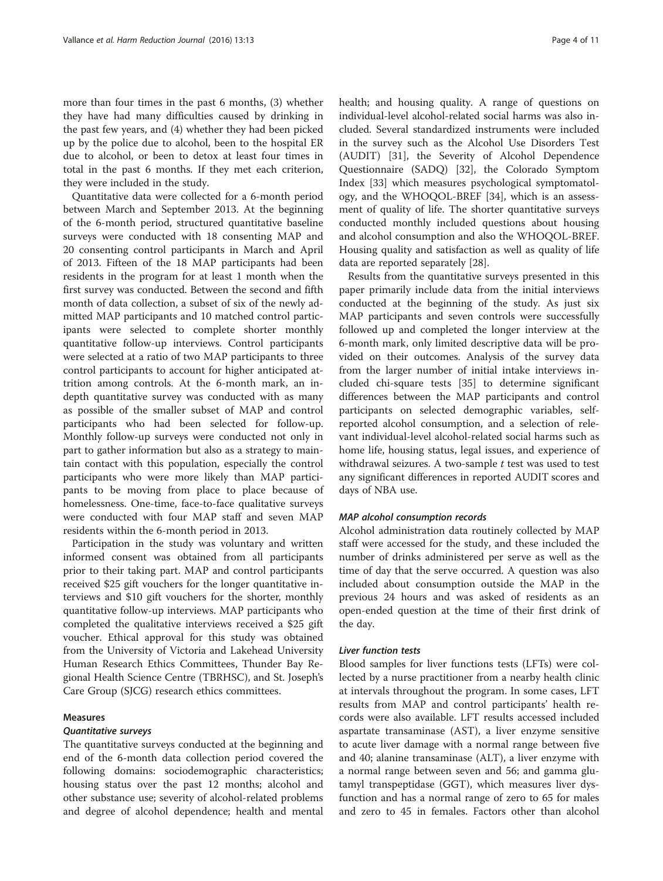more than four times in the past 6 months, (3) whether they have had many difficulties caused by drinking in the past few years, and (4) whether they had been picked up by the police due to alcohol, been to the hospital ER due to alcohol, or been to detox at least four times in total in the past 6 months. If they met each criterion, they were included in the study.

Quantitative data were collected for a 6-month period between March and September 2013. At the beginning of the 6-month period, structured quantitative baseline surveys were conducted with 18 consenting MAP and 20 consenting control participants in March and April of 2013. Fifteen of the 18 MAP participants had been residents in the program for at least 1 month when the first survey was conducted. Between the second and fifth month of data collection, a subset of six of the newly admitted MAP participants and 10 matched control participants were selected to complete shorter monthly quantitative follow-up interviews. Control participants were selected at a ratio of two MAP participants to three control participants to account for higher anticipated attrition among controls. At the 6-month mark, an in-depth quantitative survey was conducted with as many as possible of the smaller subset of MAP and control participants who had been selected for follow-up. Monthly follow-up surveys were conducted not only in part to gather information but also as a strategy to maintain contact with this population, especially the control participants who were more likely than MAP participants to be moving from place to place because of homelessness. One-time, face-to-face qualitative surveys were conducted with four MAP staff and seven MAP residents within the 6-month period in 2013.

Participation in the study was voluntary and written informed consent was obtained from all participants prior to their taking part. MAP and control participants received $25 gift vouchers for the longer quantitative interviews and $10 gift vouchers for the shorter, monthly quantitative follow-up interviews. MAP participants who completed the qualitative interviews received a $25 gift voucher. Ethical approval for this study was obtained from the University of Victoria and Lakehead University Human Research Ethics Committees, Thunder Bay Regional Health Science Centre (TBRHSC), and St. Joseph's Care Group (SJCG) research ethics committees.

## Measures

### *Quantitative surveys*

The quantitative surveys conducted at the beginning and end of the 6-month data collection period covered the following domains: sociodemographic characteristics; housing status over the past 12 months; alcohol and other substance use; severity of alcohol-related problems and degree of alcohol dependence; health and mental health; and housing quality. A range of questions on individual-level alcohol-related social harms was also included. Several standardized instruments were included in the survey such as the Alcohol Use Disorders Test (AUDIT) [31], the Severity of Alcohol Dependence Questionnaire (SADQ) [32], the Colorado Symptom Index [33] which measures psychological symptomatology, and the WHOQOL-BREF [34], which is an assessment of quality of life. The shorter quantitative surveys conducted monthly included questions about housing and alcohol consumption and also the WHOQOL-BREF. Housing quality and satisfaction as well as quality of life data are reported separately [28].

Results from the quantitative surveys presented in this paper primarily include data from the initial interviews conducted at the beginning of the study. As just six MAP participants and seven controls were successfully followed up and completed the longer interview at the 6-month mark, only limited descriptive data will be provided on their outcomes. Analysis of the survey data from the larger number of initial intake interviews included chi-square tests [35] to determine significant differences between the MAP participants and control participants on selected demographic variables, self-reported alcohol consumption, and a selection of relevant individual-level alcohol-related social harms such as home life, housing status, legal issues, and experience of withdrawal seizures. A two-sample *t* test was used to test any significant differences in reported AUDIT scores and days of NBA use.

### *MAP alcohol consumption records*

Alcohol administration data routinely collected by MAP staff were accessed for the study, and these included the number of drinks administered per serve as well as the time of day that the serve occurred. A question was also included about consumption outside the MAP in the previous 24 hours and was asked of residents as an open-ended question at the time of their first drink of the day.

### *Liver function tests*

Blood samples for liver functions tests (LFTs) were collected by a nurse practitioner from a nearby health clinic at intervals throughout the program. In some cases, LFT results from MAP and control participants' health records were also available. LFT results accessed included aspartate transaminase (AST), a liver enzyme sensitive to acute liver damage with a normal range between five and 40; alanine transaminase (ALT), a liver enzyme with a normal range between seven and 56; and gamma glutamyl transpeptidase (GGT), which measures liver dysfunction and has a normal range of zero to 65 for males and zero to 45 in females. Factors other than alcohol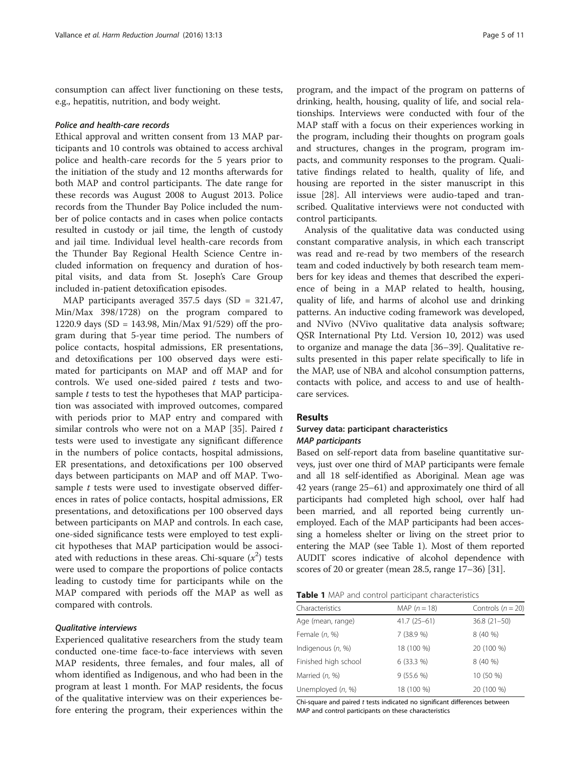consumption can affect liver functioning on these tests, e.g., hepatitis, nutrition, and body weight.

#### *Police and health-care records*

Ethical approval and written consent from 13 MAP participants and 10 controls was obtained to access archival police and health-care records for the 5 years prior to the initiation of the study and 12 months afterwards for both MAP and control participants. The date range for these records was August 2008 to August 2013. Police records from the Thunder Bay Police included the number of police contacts and in cases when police contacts resulted in custody or jail time, the length of custody and jail time. Individual level health-care records from the Thunder Bay Regional Health Science Centre included information on frequency and duration of hospital visits, and data from St. Joseph's Care Group included in-patient detoxification episodes.

MAP participants averaged 357.5 days (SD = 321.47, Min/Max 398/1728) on the program compared to 1220.9 days (SD = 143.98, Min/Max 91/529) off the program during that 5-year time period. The numbers of police contacts, hospital admissions, ER presentations, and detoxifications per 100 observed days were estimated for participants on MAP and off MAP and for controls. We used one-sided paired $t$ tests and two-sample $t$ tests to test the hypotheses that MAP participation was associated with improved outcomes, compared with periods prior to MAP entry and compared with similar controls who were not on a MAP [35]. Paired $t$ tests were used to investigate any significant difference in the numbers of police contacts, hospital admissions, ER presentations, and detoxifications per 100 observed days between participants on MAP and off MAP. Two-sample $t$ tests were used to investigate observed differences in rates of police contacts, hospital admissions, ER presentations, and detoxifications per 100 observed days between participants on MAP and controls. In each case, one-sided significance tests were employed to test explicit hypotheses that MAP participation would be associated with reductions in these areas. Chi-square ($x^2$) tests were used to compare the proportions of police contacts leading to custody time for participants while on the MAP compared with periods off the MAP as well as compared with controls.

#### *Qualitative interviews*

Experienced qualitative researchers from the study team conducted one-time face-to-face interviews with seven MAP residents, three females, and four males, all of whom identified as Indigenous, and who had been in the program at least 1 month. For MAP residents, the focus of the qualitative interview was on their experiences before entering the program, their experiences within the program, and the impact of the program on patterns of drinking, health, housing, quality of life, and social relationships. Interviews were conducted with four of the MAP staff with a focus on their experiences working in the program, including their thoughts on program goals and structures, changes in the program, program impacts, and community responses to the program. Qualitative findings related to health, quality of life, and housing are reported in the sister manuscript in this issue [28]. All interviews were audio-taped and transcribed. Qualitative interviews were not conducted with control participants.

Analysis of the qualitative data was conducted using constant comparative analysis, in which each transcript was read and re-read by two members of the research team and coded inductively by both research team members for key ideas and themes that described the experience of being in a MAP related to health, housing, quality of life, and harms of alcohol use and drinking patterns. An inductive coding framework was developed, and NVivo (NVivo qualitative data analysis software; QSR International Pty Ltd. Version 10, 2012) was used to organize and manage the data [36–39]. Qualitative results presented in this paper relate specifically to life in the MAP, use of NBA and alcohol consumption patterns, contacts with police, and access to and use of health-care services.

## Results

### Survey data: participant characteristics

#### *MAP participants*

Based on self-report data from baseline quantitative surveys, just over one third of MAP participants were female and all 18 self-identified as Aboriginal. Mean age was 42 years (range 25–61) and approximately one third of all participants had completed high school, over half had been married, and all reported being currently unemployed. Each of the MAP participants had been accessing a homeless shelter or living on the street prior to entering the MAP (see Table 1). Most of them reported AUDIT scores indicative of alcohol dependence with scores of 20 or greater (mean 28.5, range 17–36) [31].

**Table 1** MAP and control participant characteristics

| Characteristics | MAP ($n$ = 18) | Controls ($n$ = 20) |
|---|---|---|
| Age (mean, range) | 41.7 (25–61) | 36.8 (21–50) |
| Female ($n$, %) | 7 (38.9 %) | 8 (40 %) |
| Indigenous ($n$, %) | 18 (100 %) | 20 (100 %) |
| Finished high school | 6 (33.3 %) | 8 (40 %) |
| Married ($n$, %) | 9 (55.6 %) | 10 (50 %) |
| Unemployed ($n$, %) | 18 (100 %) | 20 (100 %) |

Chi-square and paired $t$ tests indicated no significant differences between MAP and control participants on these characteristics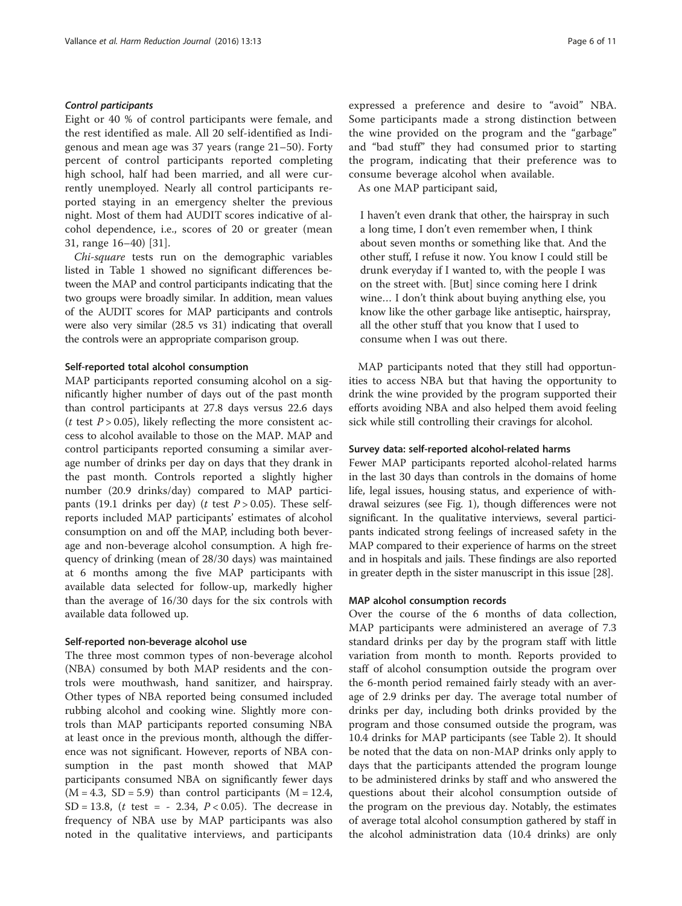#### *Control participants*

Eight or 40 % of control participants were female, and the rest identified as male. All 20 self-identified as Indigenous and mean age was 37 years (range 21–50). Forty percent of control participants reported completing high school, half had been married, and all were currently unemployed. Nearly all control participants reported staying in an emergency shelter the previous night. Most of them had AUDIT scores indicative of alcohol dependence, i.e., scores of 20 or greater (mean 31, range 16–40) [31].

*Chi-square* tests run on the demographic variables listed in Table 1 showed no significant differences between the MAP and control participants indicating that the two groups were broadly similar. In addition, mean values of the AUDIT scores for MAP participants and controls were also very similar (28.5 vs 31) indicating that overall the controls were an appropriate comparison group.

### Self-reported total alcohol consumption

MAP participants reported consuming alcohol on a significantly higher number of days out of the past month than control participants at 27.8 days versus 22.6 days (*t* test $P > 0.05$), likely reflecting the more consistent access to alcohol available to those on the MAP. MAP and control participants reported consuming a similar average number of drinks per day on days that they drank in the past month. Controls reported a slightly higher number (20.9 drinks/day) compared to MAP participants (19.1 drinks per day) (*t* test $P > 0.05$). These self-reports included MAP participants' estimates of alcohol consumption on and off the MAP, including both beverage and non-beverage alcohol consumption. A high frequency of drinking (mean of 28/30 days) was maintained at 6 months among the five MAP participants with available data selected for follow-up, markedly higher than the average of 16/30 days for the six controls with available data followed up.

### Self-reported non-beverage alcohol use

The three most common types of non-beverage alcohol (NBA) consumed by both MAP residents and the controls were mouthwash, hand sanitizer, and hairspray. Other types of NBA reported being consumed included rubbing alcohol and cooking wine. Slightly more controls than MAP participants reported consuming NBA at least once in the previous month, although the difference was not significant. However, reports of NBA consumption in the past month showed that MAP participants consumed NBA on significantly fewer days ($M = 4.3$, $SD = 5.9$) than control participants ($M = 12.4$, $SD = 13.8$, (*t* test = - 2.34, $P < 0.05$). The decrease in frequency of NBA use by MAP participants was also noted in the qualitative interviews, and participants expressed a preference and desire to "avoid" NBA. Some participants made a strong distinction between the wine provided on the program and the "garbage" and "bad stuff" they had consumed prior to starting the program, indicating that their preference was to consume beverage alcohol when available.

As one MAP participant said,

> I haven't even drank that other, the hairspray in such a long time, I don't even remember when, I think about seven months or something like that. And the other stuff, I refuse it now. You know I could still be drunk everyday if I wanted to, with the people I was on the street with. [But] since coming here I drink wine… I don't think about buying anything else, you know like the other garbage like antiseptic, hairspray, all the other stuff that you know that I used to consume when I was out there.

MAP participants noted that they still had opportunities to access NBA but that having the opportunity to drink the wine provided by the program supported their efforts avoiding NBA and also helped them avoid feeling sick while still controlling their cravings for alcohol.

### Survey data: self-reported alcohol-related harms

Fewer MAP participants reported alcohol-related harms in the last 30 days than controls in the domains of home life, legal issues, housing status, and experience of withdrawal seizures (see Fig. 1), though differences were not significant. In the qualitative interviews, several participants indicated strong feelings of increased safety in the MAP compared to their experience of harms on the street and in hospitals and jails. These findings are also reported in greater depth in the sister manuscript in this issue [28].

### MAP alcohol consumption records

Over the course of the 6 months of data collection, MAP participants were administered an average of 7.3 standard drinks per day by the program staff with little variation from month to month. Reports provided to staff of alcohol consumption outside the program over the 6-month period remained fairly steady with an average of 2.9 drinks per day. The average total number of drinks per day, including both drinks provided by the program and those consumed outside the program, was 10.4 drinks for MAP participants (see Table 2). It should be noted that the data on non-MAP drinks only apply to days that the participants attended the program lounge to be administered drinks by staff and who answered the questions about their alcohol consumption outside of the program on the previous day. Notably, the estimates of average total alcohol consumption gathered by staff in the alcohol administration data (10.4 drinks) are only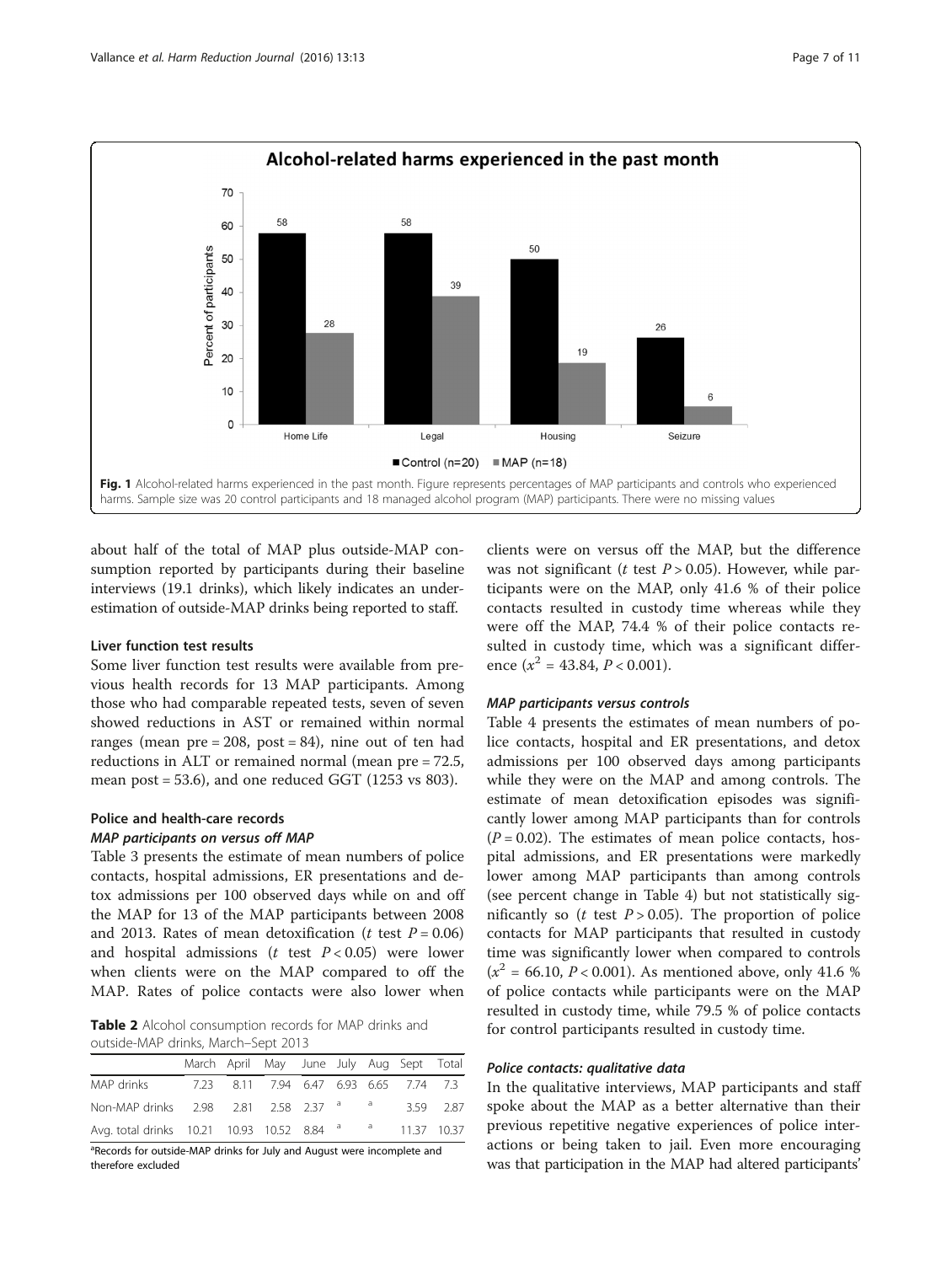Fig. 1 Alcohol-related harms experienced in the past month. Figure represents percentages of MAP participants and controls who experienced harms. Sample size was 20 control participants and 18 managed alcohol program (MAP) participants. There were no missing values

about half of the total of MAP plus outside-MAP consumption reported by participants during their baseline interviews (19.1 drinks), which likely indicates an underestimation of outside-MAP drinks being reported to staff.

### Liver function test results

Some liver function test results were available from previous health records for 13 MAP participants. Among those who had comparable repeated tests, seven of seven showed reductions in AST or remained within normal ranges (mean pre = 208, post = 84), nine out of ten had reductions in ALT or remained normal (mean pre = 72.5, mean post = 53.6), and one reduced GGT (1253 vs 803).

### Police and health-care records

#### *MAP participants on versus off MAP*

Table 3 presents the estimate of mean numbers of police contacts, hospital admissions, ER presentations and detox admissions per 100 observed days while on and off the MAP for 13 of the MAP participants between 2008 and 2013. Rates of mean detoxification (*t* test $P = 0.06$) and hospital admissions (*t* test $P < 0.05$) were lower when clients were on the MAP compared to off the MAP. Rates of police contacts were also lower when clients were on versus off the MAP, but the difference was not significant (*t* test $P > 0.05$). However, while participants were on the MAP, only 41.6 % of their police contacts resulted in custody time whereas while they were off the MAP, 74.4 % of their police contacts resulted in custody time, which was a significant difference ($x^2 = 43.84$, $P < 0.001$).

**Table 2** Alcohol consumption records for MAP drinks and outside-MAP drinks, March–Sept 2013

| | March | April | May | June | July | Aug | Sept | Total |
|---|---|---|---|---|---|---|---|---|
| MAP drinks | 7.23 | 8.11 | 7.94 | 6.47 | 6.93 | 6.65 | 7.74 | 7.3 |
| Non-MAP drinks | 2.98 | 2.81 | 2.58 | 2.37 | [a] | [a] | 3.59 | 2.87 |
| Avg. total drinks | 10.21 | 10.93 | 10.52 | 8.84 | [a] | [a] | 11.37 | 10.37 |

[a]Records for outside-MAP drinks for July and August were incomplete and therefore excluded

#### *MAP participants versus controls*

Table 4 presents the estimates of mean numbers of police contacts, hospital and ER presentations, and detox admissions per 100 observed days among participants while they were on the MAP and among controls. The estimate of mean detoxification episodes was significantly lower among MAP participants than for controls ($P = 0.02$). The estimates of mean police contacts, hospital admissions, and ER presentations were markedly lower among MAP participants than among controls (see percent change in Table 4) but not statistically significantly so (*t* test $P > 0.05$). The proportion of police contacts for MAP participants that resulted in custody time was significantly lower when compared to controls ($x^2 = 66.10$, $P < 0.001$). As mentioned above, only 41.6 % of police contacts while participants were on the MAP resulted in custody time, while 79.5 % of police contacts for control participants resulted in custody time.

#### *Police contacts: qualitative data*

In the qualitative interviews, MAP participants and staff spoke about the MAP as a better alternative than their previous repetitive negative experiences of police interactions or being taken to jail. Even more encouraging was that participation in the MAP had altered participants'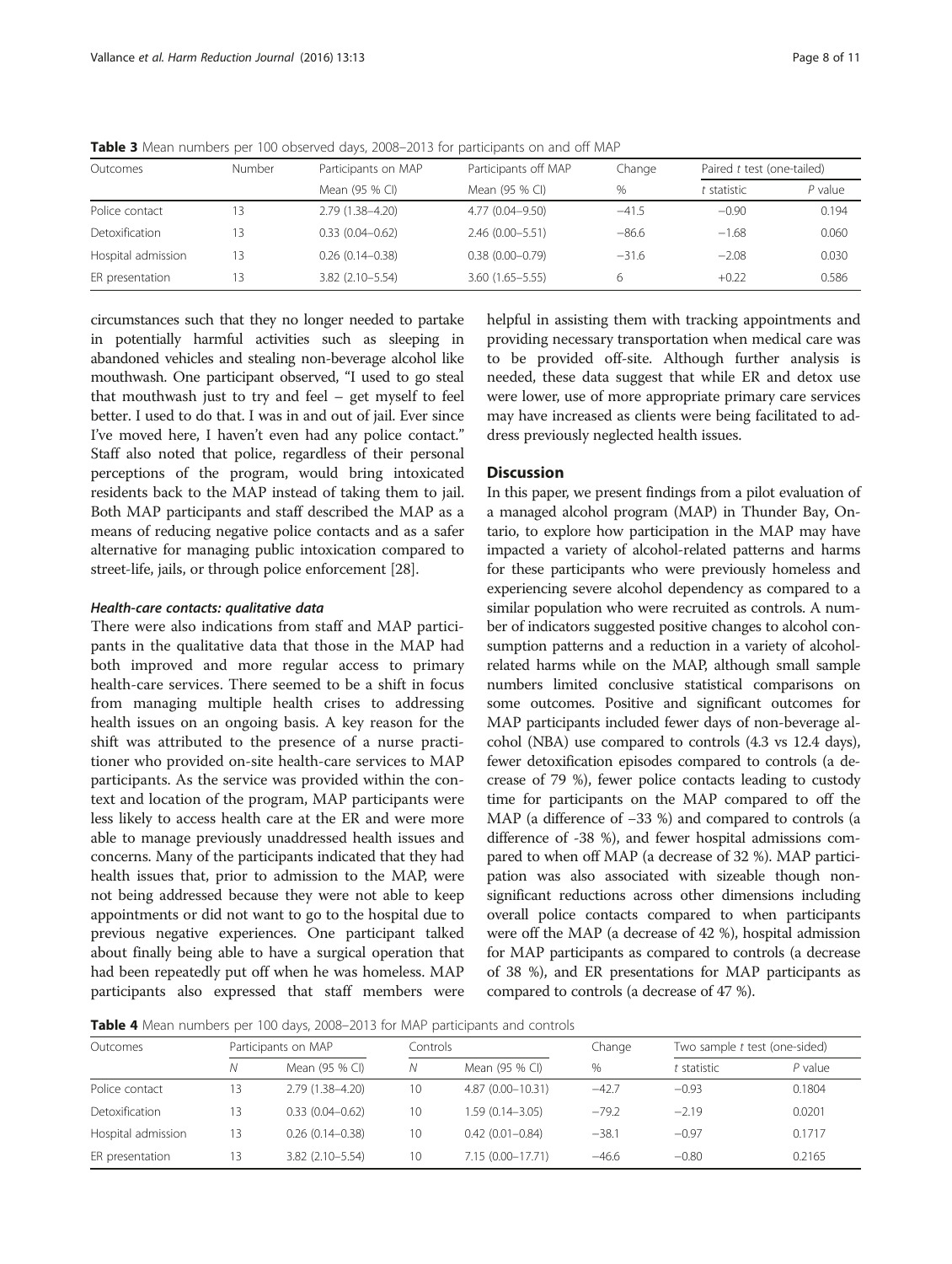**Table 3** Mean numbers per 100 observed days, 2008–2013 for participants on and off MAP

| Outcomes | Number | Participants on MAP | Participants off MAP | Change | Paired *t* test (one-tailed) | |
|---|---|---|---|---|---|---|
| | | Mean (95 % CI) | Mean (95 % CI) | % | *t* statistic | *P* value |
| Police contact | 13 | 2.79 (1.38–4.20) | 4.77 (0.04–9.50) | −41.5 | −0.90 | 0.194 |
| Detoxification | 13 | 0.33 (0.04–0.62) | 2.46 (0.00–5.51) | −86.6 | −1.68 | 0.060 |
| Hospital admission | 13 | 0.26 (0.14–0.38) | 0.38 (0.00–0.79) | −31.6 | −2.08 | 0.030 |
| ER presentation | 13 | 3.82 (2.10–5.54) | 3.60 (1.65–5.55) | 6 | +0.22 | 0.586 |

circumstances such that they no longer needed to partake in potentially harmful activities such as sleeping in abandoned vehicles and stealing non-beverage alcohol like mouthwash. One participant observed, "I used to go steal that mouthwash just to try and feel – get myself to feel better. I used to do that. I was in and out of jail. Ever since I've moved here, I haven't even had any police contact." Staff also noted that police, regardless of their personal perceptions of the program, would bring intoxicated residents back to the MAP instead of taking them to jail. Both MAP participants and staff described the MAP as a means of reducing negative police contacts and as a safer alternative for managing public intoxication compared to street-life, jails, or through police enforcement [28].

#### *Health-care contacts: qualitative data*

There were also indications from staff and MAP participants in the qualitative data that those in the MAP had both improved and more regular access to primary health-care services. There seemed to be a shift in focus from managing multiple health crises to addressing health issues on an ongoing basis. A key reason for the shift was attributed to the presence of a nurse practitioner who provided on-site health-care services to MAP participants. As the service was provided within the context and location of the program, MAP participants were less likely to access health care at the ER and were more able to manage previously unaddressed health issues and concerns. Many of the participants indicated that they had health issues that, prior to admission to the MAP, were not being addressed because they were not able to keep appointments or did not want to go to the hospital due to previous negative experiences. One participant talked about finally being able to have a surgical operation that had been repeatedly put off when he was homeless. MAP participants also expressed that staff members were helpful in assisting them with tracking appointments and providing necessary transportation when medical care was to be provided off-site. Although further analysis is needed, these data suggest that while ER and detox use were lower, use of more appropriate primary care services may have increased as clients were being facilitated to address previously neglected health issues.

## Discussion

In this paper, we present findings from a pilot evaluation of a managed alcohol program (MAP) in Thunder Bay, Ontario, to explore how participation in the MAP may have impacted a variety of alcohol-related patterns and harms for these participants who were previously homeless and experiencing severe alcohol dependency as compared to a similar population who were recruited as controls. A number of indicators suggested positive changes to alcohol consumption patterns and a reduction in a variety of alcohol-related harms while on the MAP, although small sample numbers limited conclusive statistical comparisons on some outcomes. Positive and significant outcomes for MAP participants included fewer days of non-beverage alcohol (NBA) use compared to controls (4.3 vs 12.4 days), fewer detoxification episodes compared to controls (a decrease of 79 %), fewer police contacts leading to custody time for participants on the MAP compared to off the MAP (a difference of −33 %) and compared to controls (a difference of -38 %), and fewer hospital admissions compared to when off MAP (a decrease of 32 %). MAP participation was also associated with sizeable though non-significant reductions across other dimensions including overall police contacts compared to when participants were off the MAP (a decrease of 42 %), hospital admission for MAP participants as compared to controls (a decrease of 38 %), and ER presentations for MAP participants as compared to controls (a decrease of 47 %).

**Table 4** Mean numbers per 100 days, 2008–2013 for MAP participants and controls

| Outcomes | Participants on MAP | | Controls | | Change | Two sample *t* test (one-sided) | |
|---|---|---|---|---|---|---|---|
| | *N* | Mean (95 % CI) | *N* | Mean (95 % CI) | % | *t* statistic | *P* value |
| Police contact | 13 | 2.79 (1.38–4.20) | 10 | 4.87 (0.00–10.31) | −42.7 | −0.93 | 0.1804 |
| Detoxification | 13 | 0.33 (0.04–0.62) | 10 | 1.59 (0.14–3.05) | −79.2 | −2.19 | 0.0201 |
| Hospital admission | 13 | 0.26 (0.14–0.38) | 10 | 0.42 (0.01–0.84) | −38.1 | −0.97 | 0.1717 |
| ER presentation | 13 | 3.82 (2.10–5.54) | 10 | 7.15 (0.00–17.71) | −46.6 | −0.80 | 0.2165 |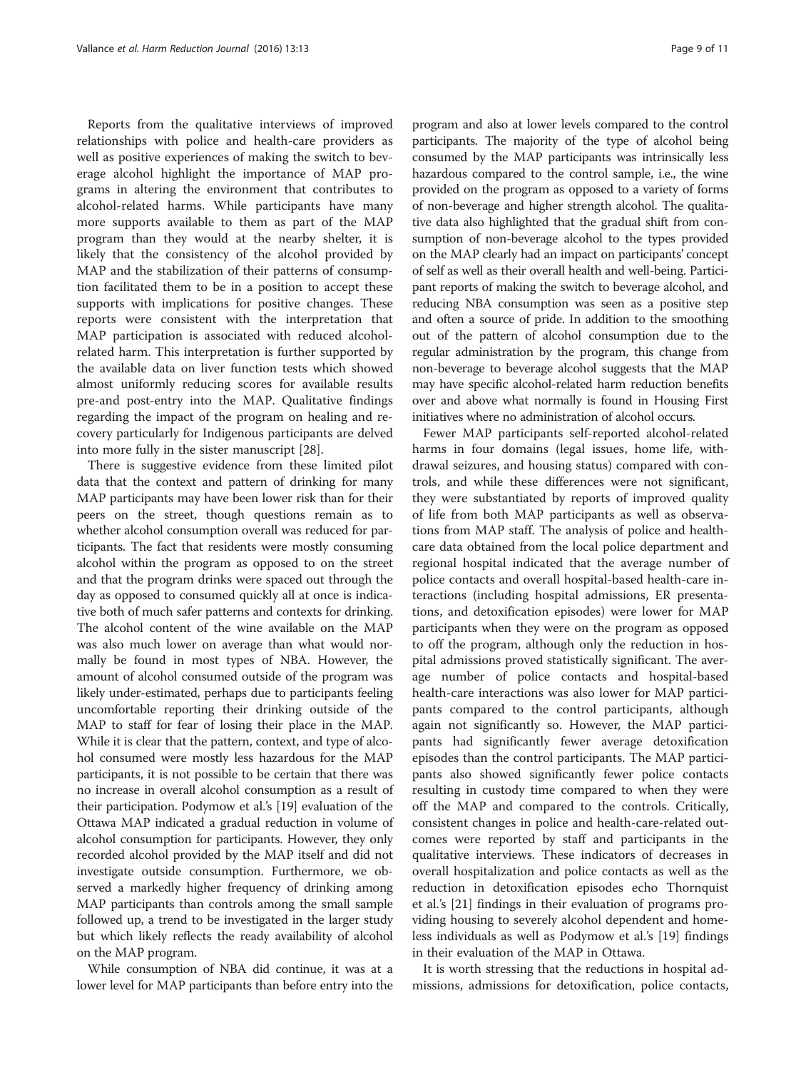Reports from the qualitative interviews of improved relationships with police and health-care providers as well as positive experiences of making the switch to beverage alcohol highlight the importance of MAP programs in altering the environment that contributes to alcohol-related harms. While participants have many more supports available to them as part of the MAP program than they would at the nearby shelter, it is likely that the consistency of the alcohol provided by MAP and the stabilization of their patterns of consumption facilitated them to be in a position to accept these supports with implications for positive changes. These reports were consistent with the interpretation that MAP participation is associated with reduced alcohol-related harm. This interpretation is further supported by the available data on liver function tests which showed almost uniformly reducing scores for available results pre-and post-entry into the MAP. Qualitative findings regarding the impact of the program on healing and recovery particularly for Indigenous participants are delved into more fully in the sister manuscript [28].

There is suggestive evidence from these limited pilot data that the context and pattern of drinking for many MAP participants may have been lower risk than for their peers on the street, though questions remain as to whether alcohol consumption overall was reduced for participants. The fact that residents were mostly consuming alcohol within the program as opposed to on the street and that the program drinks were spaced out through the day as opposed to consumed quickly all at once is indicative both of much safer patterns and contexts for drinking. The alcohol content of the wine available on the MAP was also much lower on average than what would normally be found in most types of NBA. However, the amount of alcohol consumed outside of the program was likely under-estimated, perhaps due to participants feeling uncomfortable reporting their drinking outside of the MAP to staff for fear of losing their place in the MAP. While it is clear that the pattern, context, and type of alcohol consumed were mostly less hazardous for the MAP participants, it is not possible to be certain that there was no increase in overall alcohol consumption as a result of their participation. Podymow et al.'s [19] evaluation of the Ottawa MAP indicated a gradual reduction in volume of alcohol consumption for participants. However, they only recorded alcohol provided by the MAP itself and did not investigate outside consumption. Furthermore, we observed a markedly higher frequency of drinking among MAP participants than controls among the small sample followed up, a trend to be investigated in the larger study but which likely reflects the ready availability of alcohol on the MAP program.

While consumption of NBA did continue, it was at a lower level for MAP participants than before entry into the program and also at lower levels compared to the control participants. The majority of the type of alcohol being consumed by the MAP participants was intrinsically less hazardous compared to the control sample, i.e., the wine provided on the program as opposed to a variety of forms of non-beverage and higher strength alcohol. The qualitative data also highlighted that the gradual shift from consumption of non-beverage alcohol to the types provided on the MAP clearly had an impact on participants' concept of self as well as their overall health and well-being. Participant reports of making the switch to beverage alcohol, and reducing NBA consumption was seen as a positive step and often a source of pride. In addition to the smoothing out of the pattern of alcohol consumption due to the regular administration by the program, this change from non-beverage to beverage alcohol suggests that the MAP may have specific alcohol-related harm reduction benefits over and above what normally is found in Housing First initiatives where no administration of alcohol occurs.

Fewer MAP participants self-reported alcohol-related harms in four domains (legal issues, home life, withdrawal seizures, and housing status) compared with controls, and while these differences were not significant, they were substantiated by reports of improved quality of life from both MAP participants as well as observations from MAP staff. The analysis of police and health-care data obtained from the local police department and regional hospital indicated that the average number of police contacts and overall hospital-based health-care interactions (including hospital admissions, ER presentations, and detoxification episodes) were lower for MAP participants when they were on the program as opposed to off the program, although only the reduction in hospital admissions proved statistically significant. The average number of police contacts and hospital-based health-care interactions was also lower for MAP participants compared to the control participants, although again not significantly so. However, the MAP participants had significantly fewer average detoxification episodes than the control participants. The MAP participants also showed significantly fewer police contacts resulting in custody time compared to when they were off the MAP and compared to the controls. Critically, consistent changes in police and health-care-related outcomes were reported by staff and participants in the qualitative interviews. These indicators of decreases in overall hospitalization and police contacts as well as the reduction in detoxification episodes echo Thornquist et al.'s [21] findings in their evaluation of programs providing housing to severely alcohol dependent and homeless individuals as well as Podymow et al.'s [19] findings in their evaluation of the MAP in Ottawa.

It is worth stressing that the reductions in hospital admissions, admissions for detoxification, police contacts,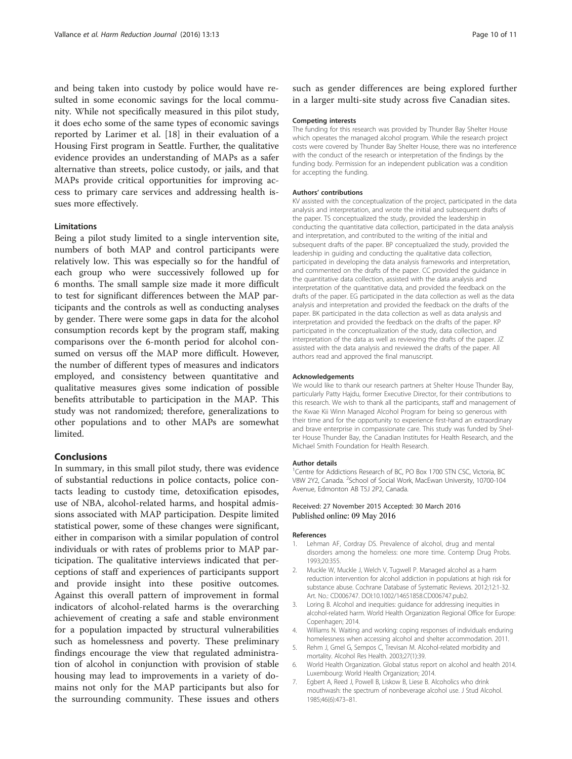and being taken into custody by police would have resulted in some economic savings for the local community. While not specifically measured in this pilot study, it does echo some of the same types of economic savings reported by Larimer et al. [18] in their evaluation of a Housing First program in Seattle. Further, the qualitative evidence provides an understanding of MAPs as a safer alternative than streets, police custody, or jails, and that MAPs provide critical opportunities for improving access to primary care services and addressing health issues more effectively.

### Limitations

Being a pilot study limited to a single intervention site, numbers of both MAP and control participants were relatively low. This was especially so for the handful of each group who were successively followed up for 6 months. The small sample size made it more difficult to test for significant differences between the MAP participants and the controls as well as conducting analyses by gender. There were some gaps in data for the alcohol consumption records kept by the program staff, making comparisons over the 6-month period for alcohol consumed on versus off the MAP more difficult. However, the number of different types of measures and indicators employed, and consistency between quantitative and qualitative measures gives some indication of possible benefits attributable to participation in the MAP. This study was not randomized; therefore, generalizations to other populations and to other MAPs are somewhat limited.

## Conclusions

In summary, in this small pilot study, there was evidence of substantial reductions in police contacts, police contacts leading to custody time, detoxification episodes, use of NBA, alcohol-related harms, and hospital admissions associated with MAP participation. Despite limited statistical power, some of these changes were significant, either in comparison with a similar population of control individuals or with rates of problems prior to MAP participation. The qualitative interviews indicated that perceptions of staff and experiences of participants support and provide insight into these positive outcomes. Against this overall pattern of improvement in formal indicators of alcohol-related harms is the overarching achievement of creating a safe and stable environment for a population impacted by structural vulnerabilities such as homelessness and poverty. These preliminary findings encourage the view that regulated administration of alcohol in conjunction with provision of stable housing may lead to improvements in a variety of domains not only for the MAP participants but also for the surrounding community. These issues and others such as gender differences are being explored further in a larger multi-site study across five Canadian sites.

#### Competing interests

The funding for this research was provided by Thunder Bay Shelter House which operates the managed alcohol program. While the research project costs were covered by Thunder Bay Shelter House, there was no interference with the conduct of the research or interpretation of the findings by the funding body. Permission for an independent publication was a condition for accepting the funding.

#### Authors' contributions

KV assisted with the conceptualization of the project, participated in the data analysis and interpretation, and wrote the initial and subsequent drafts of the paper. TS conceptualized the study, provided the leadership in conducting the quantitative data collection, participated in the data analysis and interpretation, and contributed to the writing of the initial and subsequent drafts of the paper. BP conceptualized the study, provided the leadership in guiding and conducting the qualitative data collection, participated in developing the data analysis frameworks and interpretation, and commented on the drafts of the paper. CC provided the guidance in the quantitative data collection, assisted with the data analysis and interpretation of the quantitative data, and provided the feedback on the drafts of the paper. EG participated in the data collection as well as the data analysis and interpretation and provided the feedback on the drafts of the paper. BK participated in the data collection as well as data analysis and interpretation and provided the feedback on the drafts of the paper. KP participated in the conceptualization of the study, data collection, and interpretation of the data as well as reviewing the drafts of the paper. JZ assisted with the data analysis and reviewed the drafts of the paper. All authors read and approved the final manuscript.

#### Acknowledgements

We would like to thank our research partners at Shelter House Thunder Bay, particularly Patty Hajdu, former Executive Director, for their contributions to this research. We wish to thank all the participants, staff and management of the Kwae Kii Winn Managed Alcohol Program for being so generous with their time and for the opportunity to experience first-hand an extraordinary and brave enterprise in compassionate care. This study was funded by Shelter House Thunder Bay, the Canadian Institutes for Health Research, and the Michael Smith Foundation for Health Research.

#### Author details

[1]Centre for Addictions Research of BC, PO Box 1700 STN CSC, Victoria, BC V8W 2Y2, Canada. [2]School of Social Work, MacEwan University, 10700-104 Avenue, Edmonton AB T5J 2P2, Canada.

Received: 27 November 2015 Accepted: 30 March 2016
Published online: 09 May 2016

#### References

1. Lehman AF, Cordray DS. Prevalence of alcohol, drug and mental disorders among the homeless: one more time. Contemp Drug Probs. 1993;20:355.
2. Muckle W, Muckle J, Welch V, Tugwell P. Managed alcohol as a harm reduction intervention for alcohol addiction in populations at high risk for substance abuse. Cochrane Database of Systematic Reviews. 2012;12:1-32. Art. No.: CD006747. DOI:10.1002/14651858.CD006747.pub2.
3. Loring B. Alcohol and inequities: guidance for addressing inequities in alcohol-related harm. World Health Organization Regional Office for Europe: Copenhagen; 2014.
4. Williams N. Waiting and working: coping responses of individuals enduring homelessness when accessing alcohol and shelter accommodation. 2011.
5. Rehm J, Gmel G, Sempos C, Trevisan M. Alcohol-related morbidity and mortality. Alcohol Res Health. 2003;27(1):39.
6. World Health Organization. Global status report on alcohol and health 2014. Luxembourg: World Health Organization; 2014.
7. Egbert A, Reed J, Powell B, Liskow B, Liese B. Alcoholics who drink mouthwash: the spectrum of nonbeverage alcohol use. J Stud Alcohol. 1985;46(6):473–81.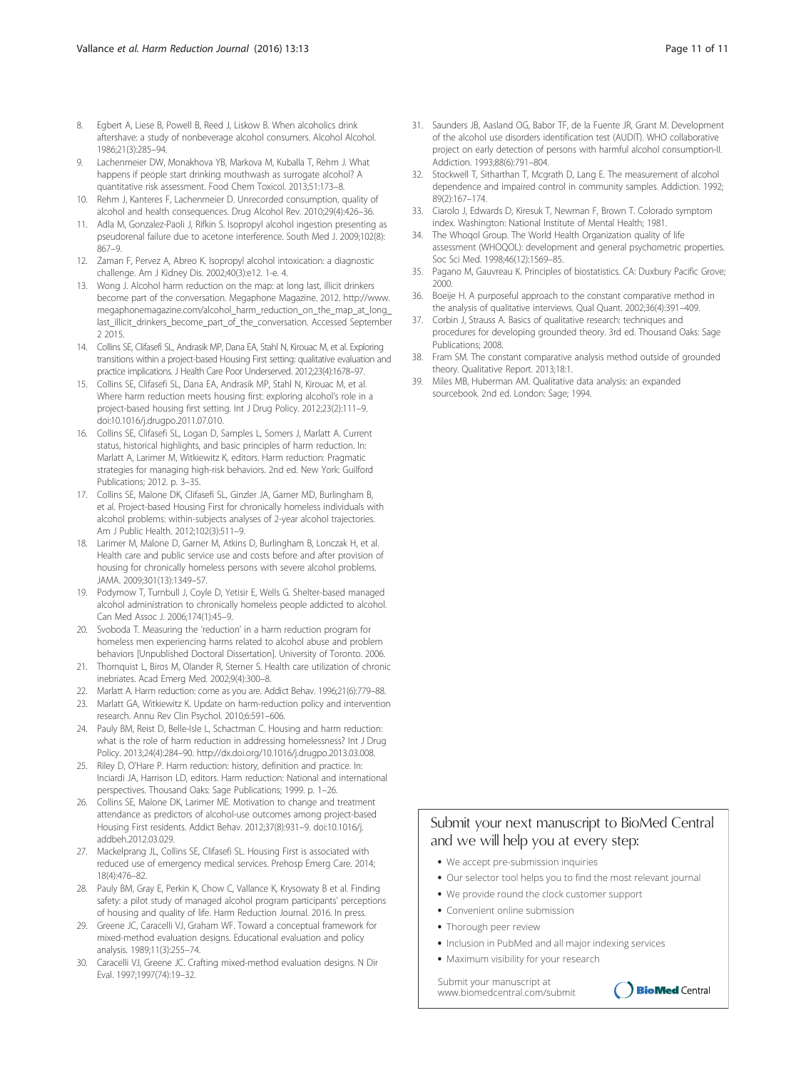8. Egbert A, Liese B, Powell B, Reed J, Liskow B. When alcoholics drink aftershave: a study of nonbeverage alcohol consumers. Alcohol Alcohol. 1986;21(3):285–94.
9. Lachenmeier DW, Monakhova YB, Markova M, Kuballa T, Rehm J. What happens if people start drinking mouthwash as surrogate alcohol? A quantitative risk assessment. Food Chem Toxicol. 2013;51:173–8.
10. Rehm J, Kanteres F, Lachenmeier D. Unrecorded consumption, quality of alcohol and health consequences. Drug Alcohol Rev. 2010;29(4):426–36.
11. Adla M, Gonzalez-Paoli J, Rifkin S. Isopropyl alcohol ingestion presenting as pseudorenal failure due to acetone interference. South Med J. 2009;102(8): 867–9.
12. Zaman F, Pervez A, Abreo K. Isopropyl alcohol intoxication: a diagnostic challenge. Am J Kidney Dis. 2002;40(3):e12. 1-e. 4.
13. Wong J. Alcohol harm reduction on the map: at long last, illicit drinkers become part of the conversation. Megaphone Magazine. 2012. http://www.megaphonemagazine.com/alcohol_harm_reduction_on_the_map_at_long_last_illicit_drinkers_become_part_of_the_conversation. Accessed September 2 2015.
14. Collins SE, Clifasefi SL, Andrasik MP, Dana EA, Stahl N, Kirouac M, et al. Exploring transitions within a project-based Housing First setting: qualitative evaluation and practice implications. J Health Care Poor Underserved. 2012;23(4):1678–97.
15. Collins SE, Clifasefi SL, Dana EA, Andrasik MP, Stahl N, Kirouac M, et al. Where harm reduction meets housing first: exploring alcohol's role in a project-based housing first setting. Int J Drug Policy. 2012;23(2):111–9. doi:10.1016/j.drugpo.2011.07.010.
16. Collins SE, Clifasefi SL, Logan D, Samples L, Somers J, Marlatt A. Current status, historical highlights, and basic principles of harm reduction. In: Marlatt A, Larimer M, Witkiewitz K, editors. Harm reduction: Pragmatic strategies for managing high-risk behaviors. 2nd ed. New York: Guilford Publications; 2012. p. 3–35.
17. Collins SE, Malone DK, Clifasefi SL, Ginzler JA, Garner MD, Burlingham B, et al. Project-based Housing First for chronically homeless individuals with alcohol problems: within-subjects analyses of 2-year alcohol trajectories. Am J Public Health. 2012;102(3):511–9.
18. Larimer M, Malone D, Garner M, Atkins D, Burlingham B, Lonczak H, et al. Health care and public service use and costs before and after provision of housing for chronically homeless persons with severe alcohol problems. JAMA. 2009;301(13):1349–57.
19. Podymow T, Turnbull J, Coyle D, Yetisir E, Wells G. Shelter-based managed alcohol administration to chronically homeless people addicted to alcohol. Can Med Assoc J. 2006;174(1):45–9.
20. Svoboda T. Measuring the 'reduction' in a harm reduction program for homeless men experiencing harms related to alcohol abuse and problem behaviors [Unpublished Doctoral Dissertation]. University of Toronto. 2006.
21. Thornquist L, Biros M, Olander R, Sterner S. Health care utilization of chronic inebriates. Acad Emerg Med. 2002;9(4):300–8.
22. Marlatt A. Harm reduction: come as you are. Addict Behav. 1996;21(6):779–88.
23. Marlatt GA, Witkiewitz K. Update on harm-reduction policy and intervention research. Annu Rev Clin Psychol. 2010;6:591–606.
24. Pauly BM, Reist D, Belle-Isle L, Schactman C. Housing and harm reduction: what is the role of harm reduction in addressing homelessness? Int J Drug Policy. 2013;24(4):284–90. http://dx.doi.org/10.1016/j.drugpo.2013.03.008.
25. Riley D, O'Hare P. Harm reduction: history, definition and practice. In: Inciardi JA, Harrison LD, editors. Harm reduction: National and international perspectives. Thousand Oaks: Sage Publications; 1999. p. 1–26.
26. Collins SE, Malone DK, Larimer ME. Motivation to change and treatment attendance as predictors of alcohol-use outcomes among project-based Housing First residents. Addict Behav. 2012;37(8):931–9. doi:10.1016/j.addbeh.2012.03.029.
27. Mackelprang JL, Collins SE, Clifasefi SL. Housing First is associated with reduced use of emergency medical services. Prehosp Emerg Care. 2014; 18(4):476–82.
28. Pauly BM, Gray E, Perkin K, Chow C, Vallance K, Krysowaty B et al. Finding safety: a pilot study of managed alcohol program participants' perceptions of housing and quality of life. Harm Reduction Journal. 2016. In press.
29. Greene JC, Caracelli VJ, Graham WF. Toward a conceptual framework for mixed-method evaluation designs. Educational evaluation and policy analysis. 1989;11(3):255–74.
30. Caracelli VJ, Greene JC. Crafting mixed-method evaluation designs. N Dir Eval. 1997;1997(74):19–32.
31. Saunders JB, Aasland OG, Babor TF, de la Fuente JR, Grant M. Development of the alcohol use disorders identification test (AUDIT). WHO collaborative project on early detection of persons with harmful alcohol consumption-II. Addiction. 1993;88(6):791–804.
32. Stockwell T, Sitharthan T, Mcgrath D, Lang E. The measurement of alcohol dependence and impaired control in community samples. Addiction. 1992; 89(2):167–174.
33. Ciarolo J, Edwards D, Kiresuk T, Newman F, Brown T. Colorado symptom index. Washington: National Institute of Mental Health; 1981.
34. The Whoqol Group. The World Health Organization quality of life assessment (WHOQOL): development and general psychometric properties. Soc Sci Med. 1998;46(12):1569–85.
35. Pagano M, Gauvreau K. Principles of biostatistics. CA: Duxbury Pacific Grove; 2000.
36. Boeije H. A purposeful approach to the constant comparative method in the analysis of qualitative interviews. Qual Quant. 2002;36(4):391–409.
37. Corbin J, Strauss A. Basics of qualitative research: techniques and procedures for developing grounded theory. 3rd ed. Thousand Oaks: Sage Publications; 2008.
38. Fram SM. The constant comparative analysis method outside of grounded theory. Qualitative Report. 2013;18:1.
39. Miles MB, Huberman AM. Qualitative data analysis: an expanded sourcebook. 2nd ed. London: Sage; 1994.

## Submit your next manuscript to BioMed Central and we will help you at every step:

- We accept pre-submission inquiries
- Our selector tool helps you to find the most relevant journal
- We provide round the clock customer support
- Convenient online submission
- Thorough peer review
- Inclusion in PubMed and all major indexing services
- Maximum visibility for your research

Submit your manuscript at
www.biomedcentral.com/submit

BioMed Central